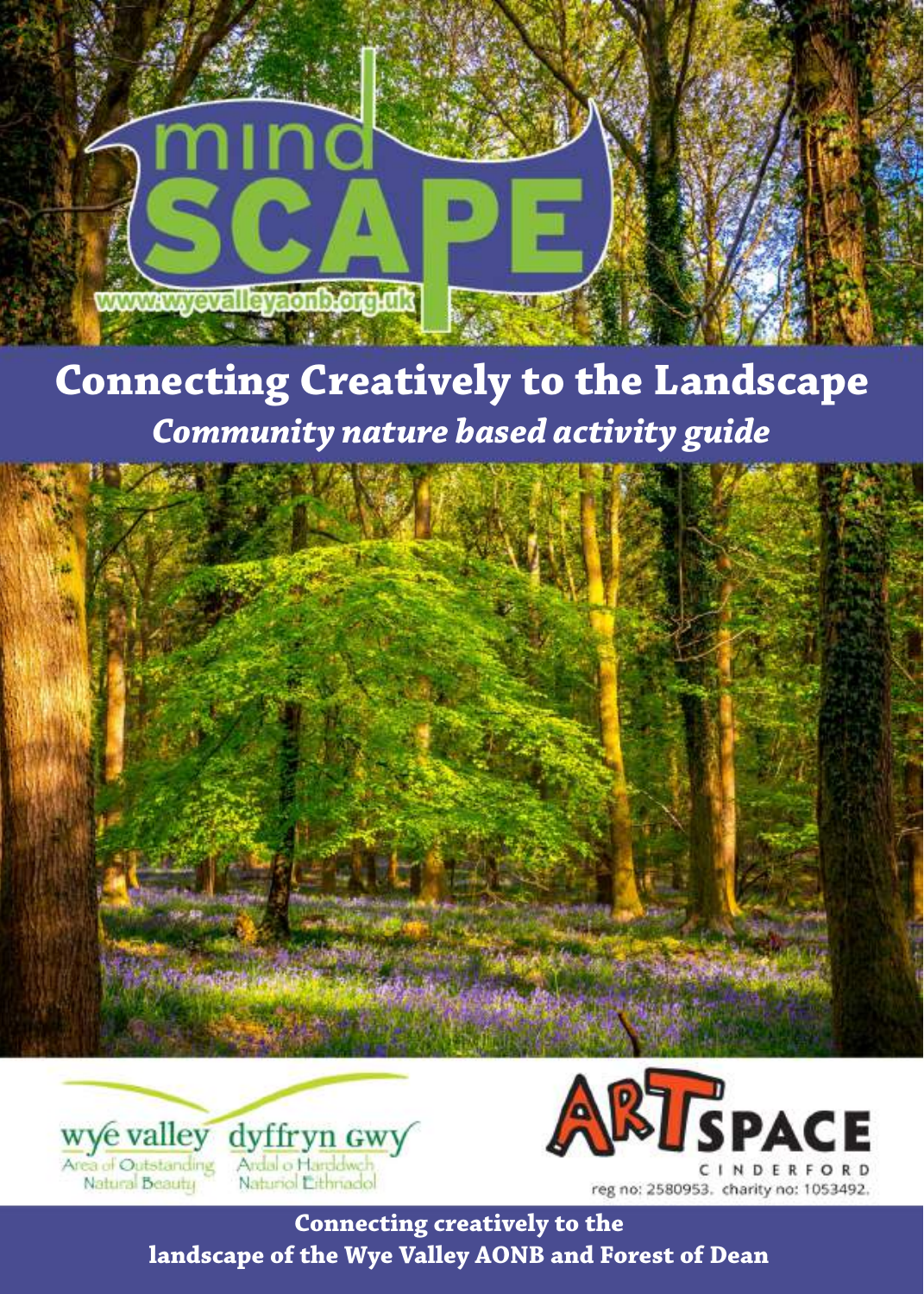mind
SCAPE

www.wyevalleyaonb.org.uk

# Connecting Creatively to the Landscape

## *Community nature based activity guide*

wye valley
Area of Outstanding Natural Beauty

dyffryn gwy
Ardal o Harddwch Naturiol Eithriadol

ARTSPACE
CINDERFORD
reg no: 2580953. charity no: 1053492.

**Connecting creatively to the landscape of the Wye Valley AONB and Forest of Dean**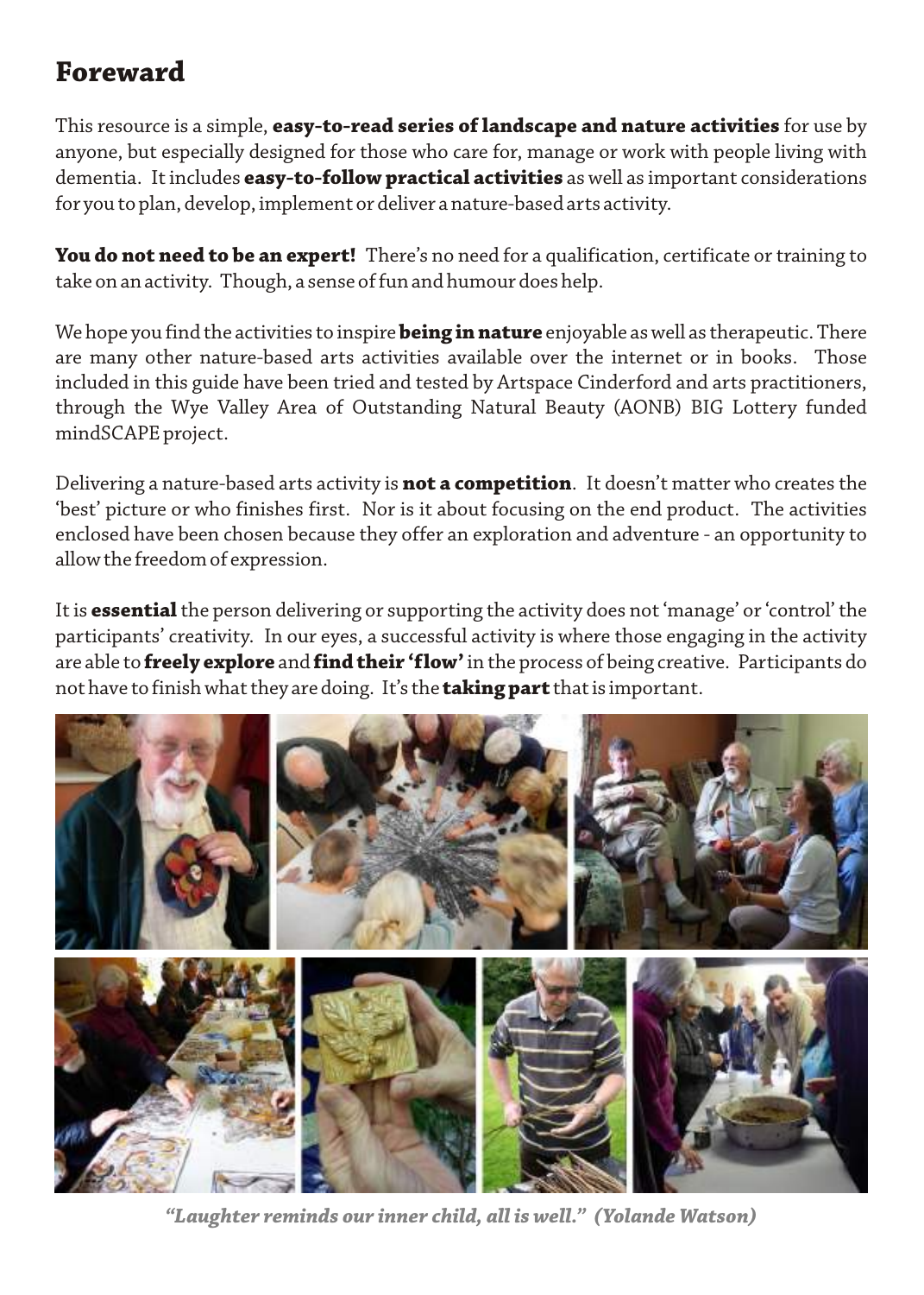## Foreward

This resource is a simple, **easy-to-read series of landscape and nature activities** for use by anyone, but especially designed for those who care for, manage or work with people living with dementia. It includes **easy-to-follow practical activities** as well as important considerations for you to plan, develop, implement or deliver a nature-based arts activity.

**You do not need to be an expert!** There's no need for a qualification, certificate or training to take on an activity. Though, a sense of fun and humour does help.

We hope you find the activities to inspire **being in nature** enjoyable as well as therapeutic. There are many other nature-based arts activities available over the internet or in books. Those included in this guide have been tried and tested by Artspace Cinderford and arts practitioners, through the Wye Valley Area of Outstanding Natural Beauty (AONB) BIG Lottery funded mindSCAPE project.

Delivering a nature-based arts activity is **not a competition**. It doesn't matter who creates the 'best' picture or who finishes first. Nor is it about focusing on the end product. The activities enclosed have been chosen because they offer an exploration and adventure - an opportunity to allow the freedom of expression.

It is **essential** the person delivering or supporting the activity does not 'manage' or 'control' the participants' creativity. In our eyes, a successful activity is where those engaging in the activity are able to **freely explore** and **find their 'flow'** in the process of being creative. Participants do not have to finish what they are doing. It's the **taking part** that is important.

***"Laughter reminds our inner child, all is well." (Yolande Watson)***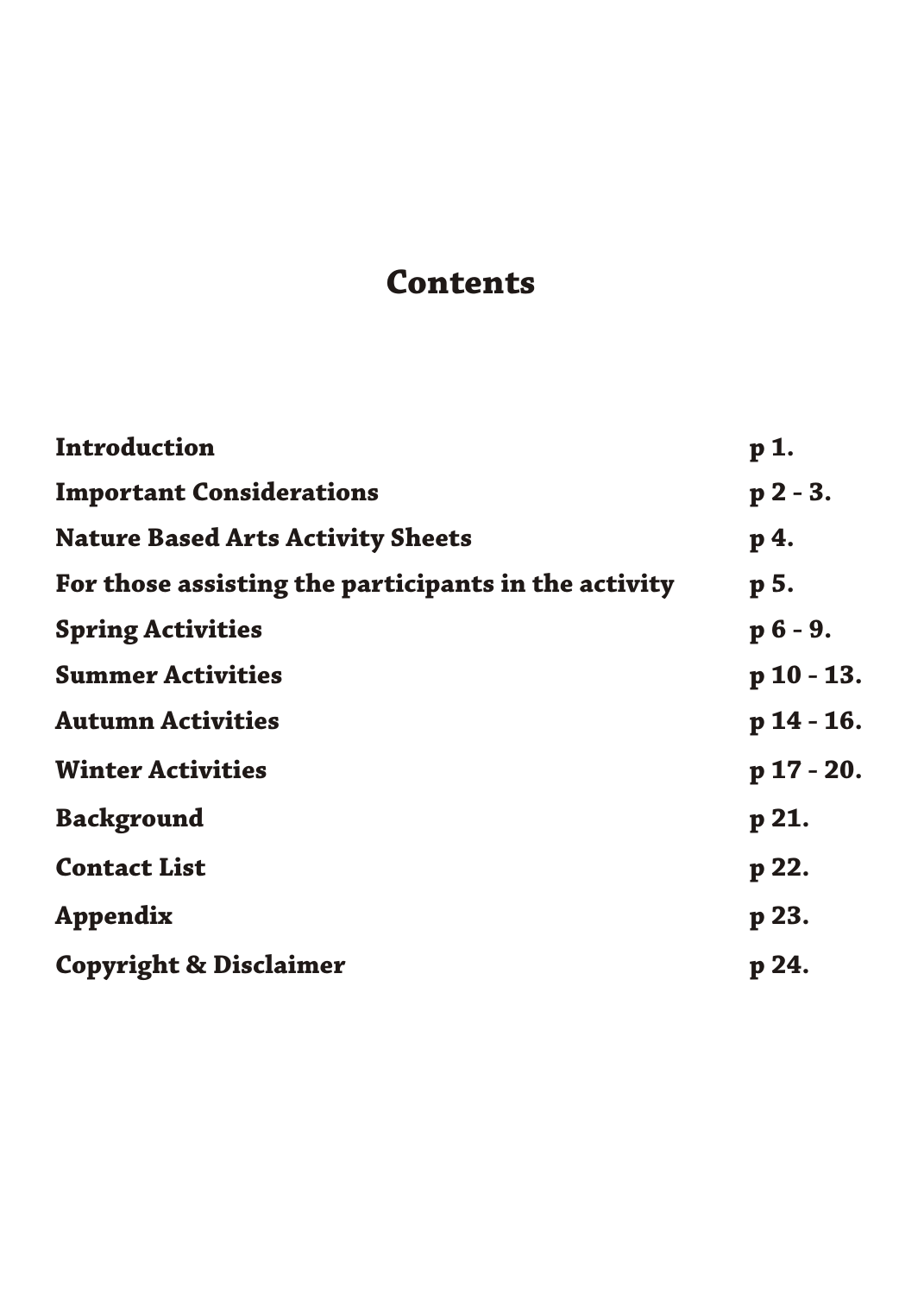# Contents

| | |
|---|---|
| **Introduction** | **p 1.** |
| **Important Considerations** | **p 2 - 3.** |
| **Nature Based Arts Activity Sheets** | **p 4.** |
| **For those assisting the participants in the activity** | **p 5.** |
| **Spring Activities** | **p 6 - 9.** |
| **Summer Activities** | **p 10 - 13.** |
| **Autumn Activities** | **p 14 - 16.** |
| **Winter Activities** | **p 17 - 20.** |
| **Background** | **p 21.** |
| **Contact List** | **p 22.** |
| **Appendix** | **p 23.** |
| **Copyright & Disclaimer** | **p 24.** |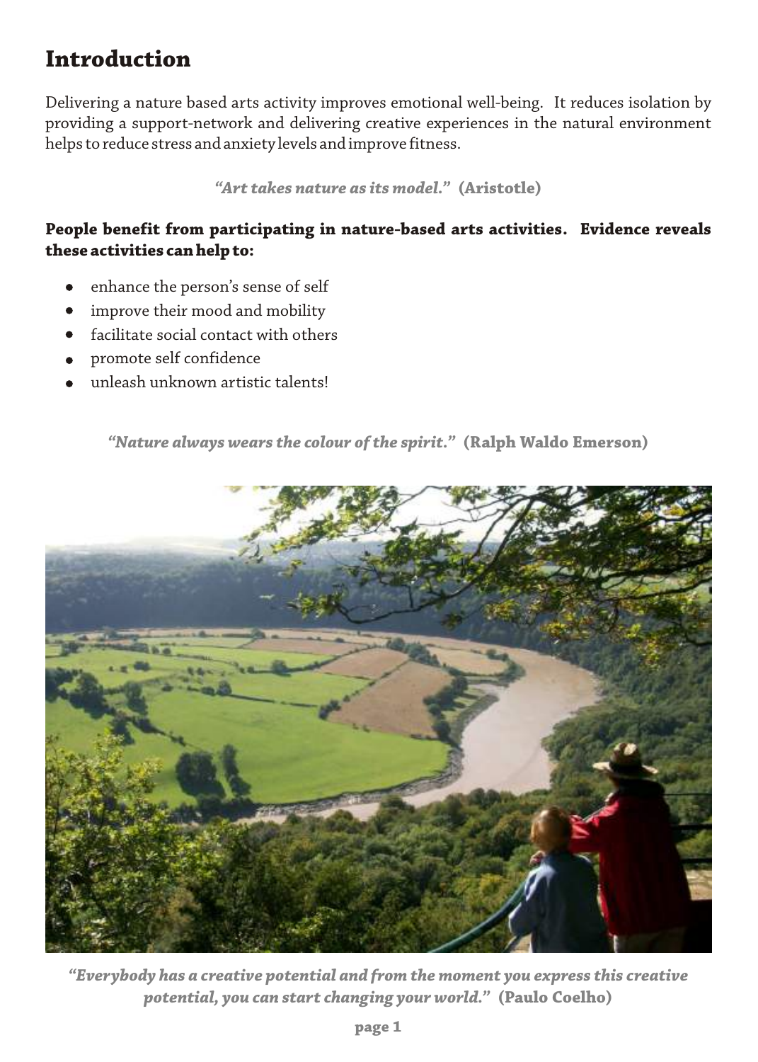# Introduction

Delivering a nature based arts activity improves emotional well-being. It reduces isolation by providing a support-network and delivering creative experiences in the natural environment helps to reduce stress and anxiety levels and improve fitness.

*"Art takes nature as its model."* **(Aristotle)**

**People benefit from participating in nature-based arts activities. Evidence reveals these activities can help to:**

- enhance the person's sense of self
- improve their mood and mobility
- facilitate social contact with others
- promote self confidence
- unleash unknown artistic talents!

*"Nature always wears the colour of the spirit."* **(Ralph Waldo Emerson)**

*"Everybody has a creative potential and from the moment you express this creative potential, you can start changing your world."* **(Paulo Coelho)**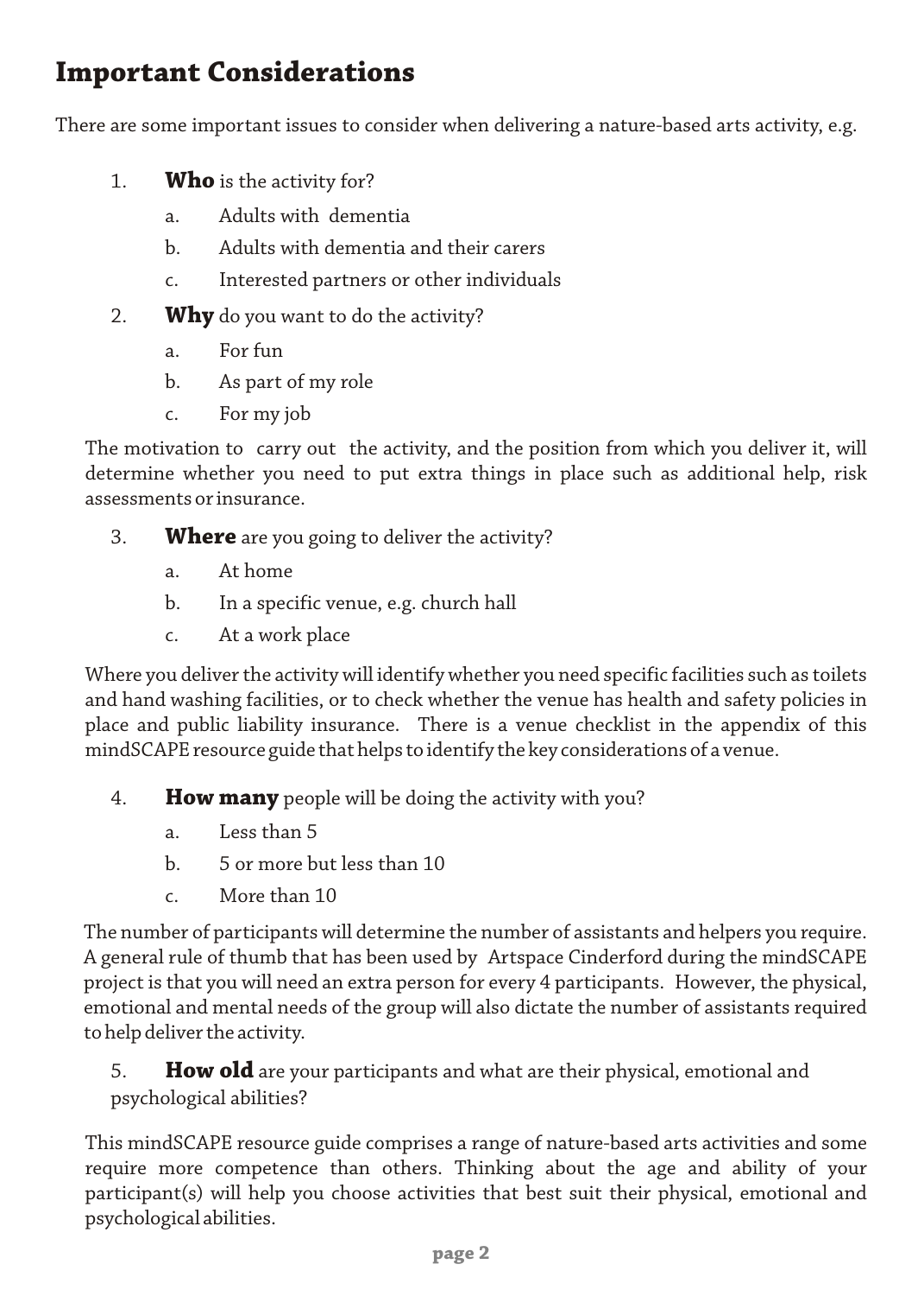## Important Considerations

There are some important issues to consider when delivering a nature-based arts activity, e.g.

1. **Who** is the activity for?
   a. Adults with dementia
   b. Adults with dementia and their carers
   c. Interested partners or other individuals

2. **Why** do you want to do the activity?
   a. For fun
   b. As part of my role
   c. For my job

   The motivation to carry out the activity, and the position from which you deliver it, will determine whether you need to put extra things in place such as additional help, risk assessments or insurance.

3. **Where** are you going to deliver the activity?
   a. At home
   b. In a specific venue, e.g. church hall
   c. At a work place

   Where you deliver the activity will identify whether you need specific facilities such as toilets and hand washing facilities, or to check whether the venue has health and safety policies in place and public liability insurance. There is a venue checklist in the appendix of this mindSCAPE resource guide that helps to identify the key considerations of a venue.

4. **How many** people will be doing the activity with you?
   a. Less than 5
   b. 5 or more but less than 10
   c. More than 10

   The number of participants will determine the number of assistants and helpers you require. A general rule of thumb that has been used by Artspace Cinderford during the mindSCAPE project is that you will need an extra person for every 4 participants. However, the physical, emotional and mental needs of the group will also dictate the number of assistants required to help deliver the activity.

5. **How old** are your participants and what are their physical, emotional and psychological abilities?

   This mindSCAPE resource guide comprises a range of nature-based arts activities and some require more competence than others. Thinking about the age and ability of your participant(s) will help you choose activities that best suit their physical, emotional and psychological abilities.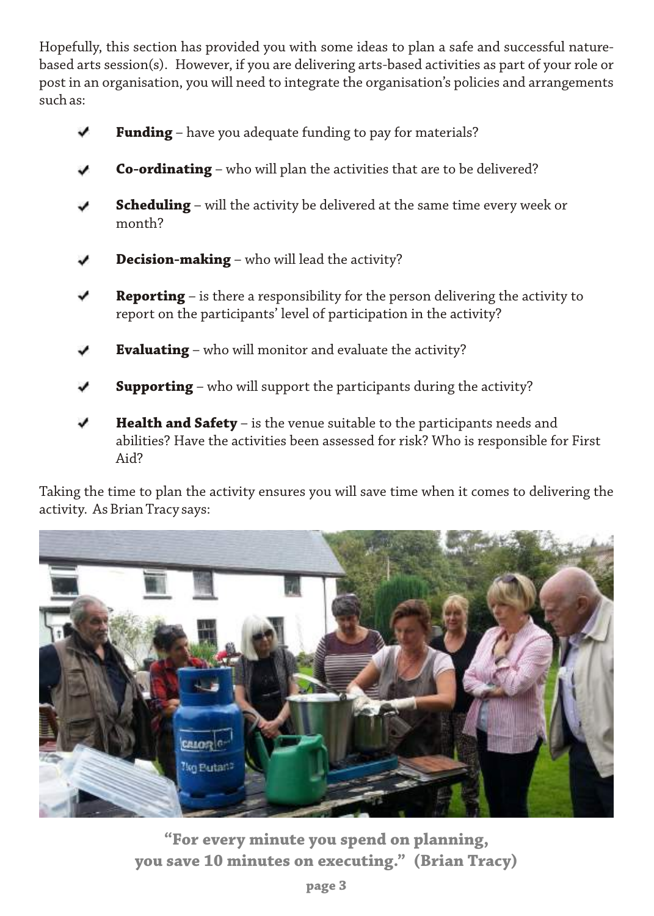Hopefully, this section has provided you with some ideas to plan a safe and successful nature-based arts session(s). However, if you are delivering arts-based activities as part of your role or post in an organisation, you will need to integrate the organisation's policies and arrangements such as:

- ✔ **Funding** – have you adequate funding to pay for materials?
- ✔ **Co-ordinating** – who will plan the activities that are to be delivered?
- ✔ **Scheduling** – will the activity be delivered at the same time every week or month?
- ✔ **Decision-making** – who will lead the activity?
- ✔ **Reporting** – is there a responsibility for the person delivering the activity to report on the participants' level of participation in the activity?
- ✔ **Evaluating** – who will monitor and evaluate the activity?
- ✔ **Supporting** – who will support the participants during the activity?
- ✔ **Health and Safety** – is the venue suitable to the participants needs and abilities? Have the activities been assessed for risk? Who is responsible for First Aid?

Taking the time to plan the activity ensures you will save time when it comes to delivering the activity. As Brian Tracy says:

**"For every minute you spend on planning, you save 10 minutes on executing." (Brian Tracy)**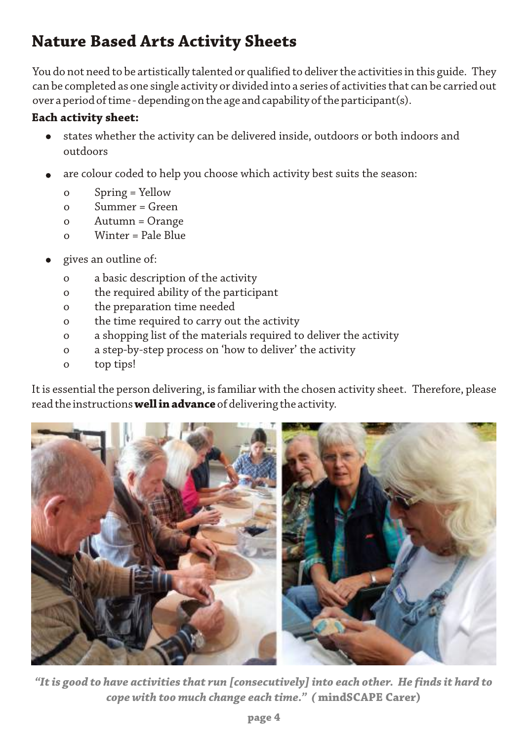# Nature Based Arts Activity Sheets

You do not need to be artistically talented or qualified to deliver the activities in this guide. They can be completed as one single activity or divided into a series of activities that can be carried out over a period of time - depending on the age and capability of the participant(s).

**Each activity sheet:**

- states whether the activity can be delivered inside, outdoors or both indoors and outdoors
- are colour coded to help you choose which activity best suits the season:
  - Spring = Yellow
  - Summer = Green
  - Autumn = Orange
  - Winter = Pale Blue
- gives an outline of:
  - a basic description of the activity
  - the required ability of the participant
  - the preparation time needed
  - the time required to carry out the activity
  - a shopping list of the materials required to deliver the activity
  - a step-by-step process on 'how to deliver' the activity
  - top tips!

It is essential the person delivering, is familiar with the chosen activity sheet. Therefore, please read the instructions **well in advance** of delivering the activity.

***"It is good to have activities that run [consecutively] into each other. He finds it hard to cope with too much change each time." (* mindSCAPE Carer)**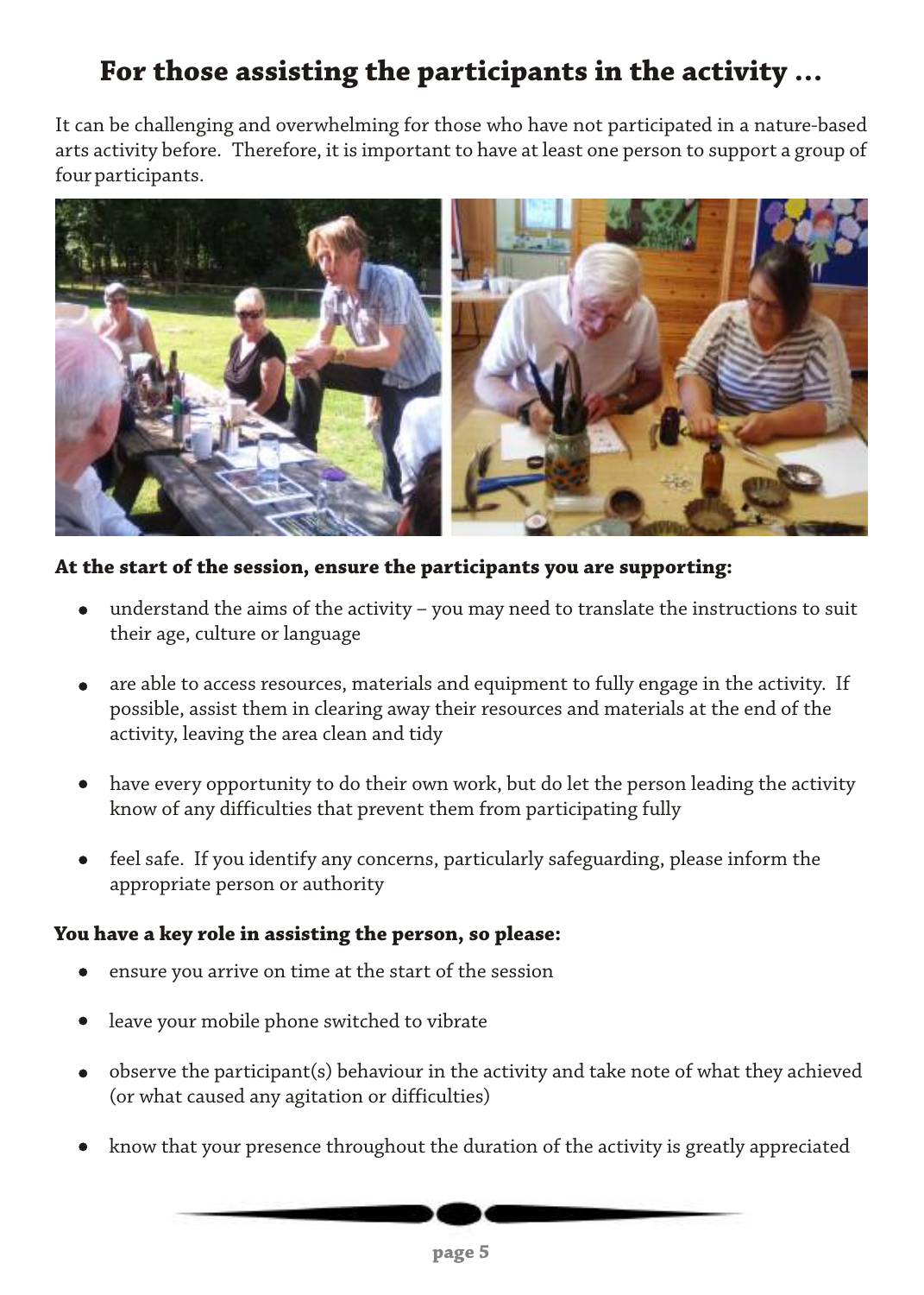# For those assisting the participants in the activity ...

It can be challenging and overwhelming for those who have not participated in a nature-based arts activity before. Therefore, it is important to have at least one person to support a group of four participants.

**At the start of the session, ensure the participants you are supporting:**

- understand the aims of the activity – you may need to translate the instructions to suit their age, culture or language
- are able to access resources, materials and equipment to fully engage in the activity. If possible, assist them in clearing away their resources and materials at the end of the activity, leaving the area clean and tidy
- have every opportunity to do their own work, but do let the person leading the activity know of any difficulties that prevent them from participating fully
- feel safe. If you identify any concerns, particularly safeguarding, please inform the appropriate person or authority

**You have a key role in assisting the person, so please:**

- ensure you arrive on time at the start of the session
- leave your mobile phone switched to vibrate
- observe the participant(s) behaviour in the activity and take note of what they achieved (or what caused any agitation or difficulties)
- know that your presence throughout the duration of the activity is greatly appreciated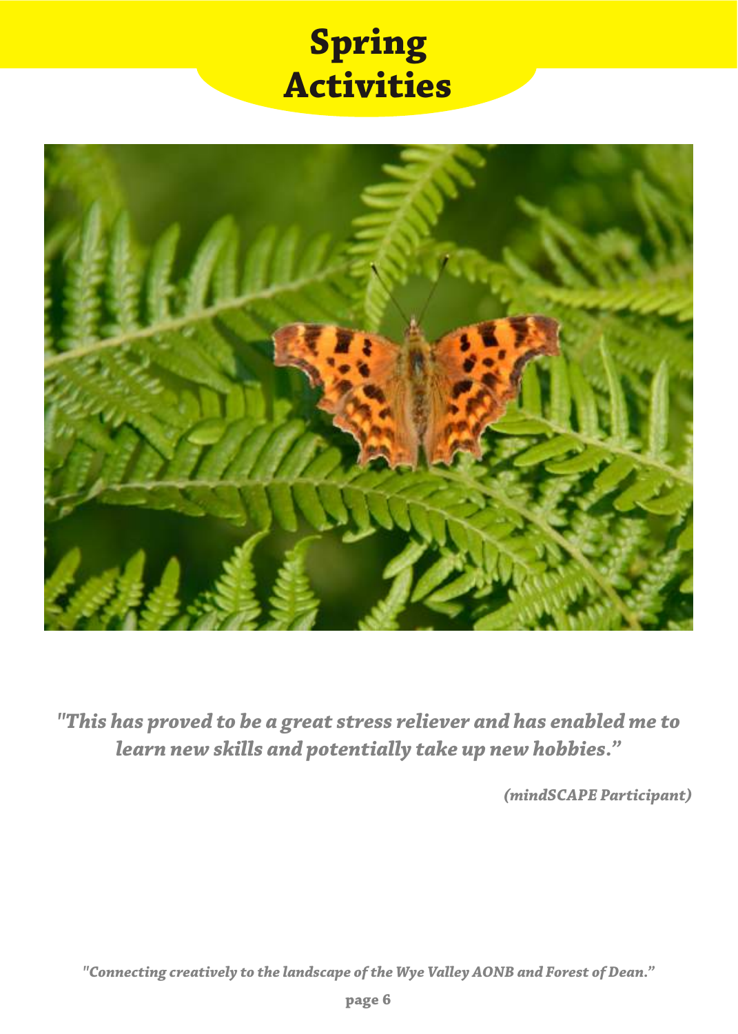# Spring Activities

*"This has proved to be a great stress reliever and has enabled me to learn new skills and potentially take up new hobbies."*

*(mindSCAPE Participant)*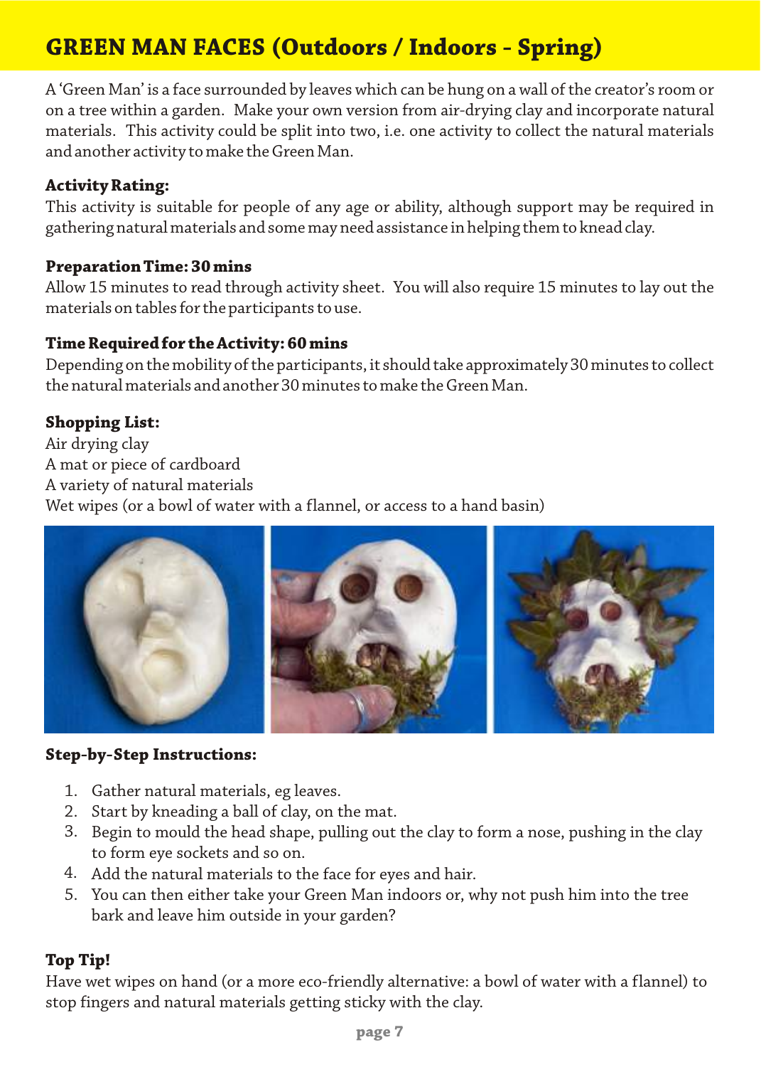# GREEN MAN FACES (Outdoors / Indoors - Spring)

A 'Green Man' is a face surrounded by leaves which can be hung on a wall of the creator's room or on a tree within a garden. Make your own version from air-drying clay and incorporate natural materials. This activity could be split into two, i.e. one activity to collect the natural materials and another activity to make the Green Man.

**Activity Rating:**
This activity is suitable for people of any age or ability, although support may be required in gathering natural materials and some may need assistance in helping them to knead clay.

**Preparation Time: 30 mins**
Allow 15 minutes to read through activity sheet. You will also require 15 minutes to lay out the materials on tables for the participants to use.

**Time Required for the Activity: 60 mins**
Depending on the mobility of the participants, it should take approximately 30 minutes to collect the natural materials and another 30 minutes to make the Green Man.

**Shopping List:**
Air drying clay
A mat or piece of cardboard
A variety of natural materials
Wet wipes (or a bowl of water with a flannel, or access to a hand basin)

**Step-by-Step Instructions:**

1. Gather natural materials, eg leaves.
2. Start by kneading a ball of clay, on the mat.
3. Begin to mould the head shape, pulling out the clay to form a nose, pushing in the clay to form eye sockets and so on.
4. Add the natural materials to the face for eyes and hair.
5. You can then either take your Green Man indoors or, why not push him into the tree bark and leave him outside in your garden?

**Top Tip!**
Have wet wipes on hand (or a more eco-friendly alternative: a bowl of water with a flannel) to stop fingers and natural materials getting sticky with the clay.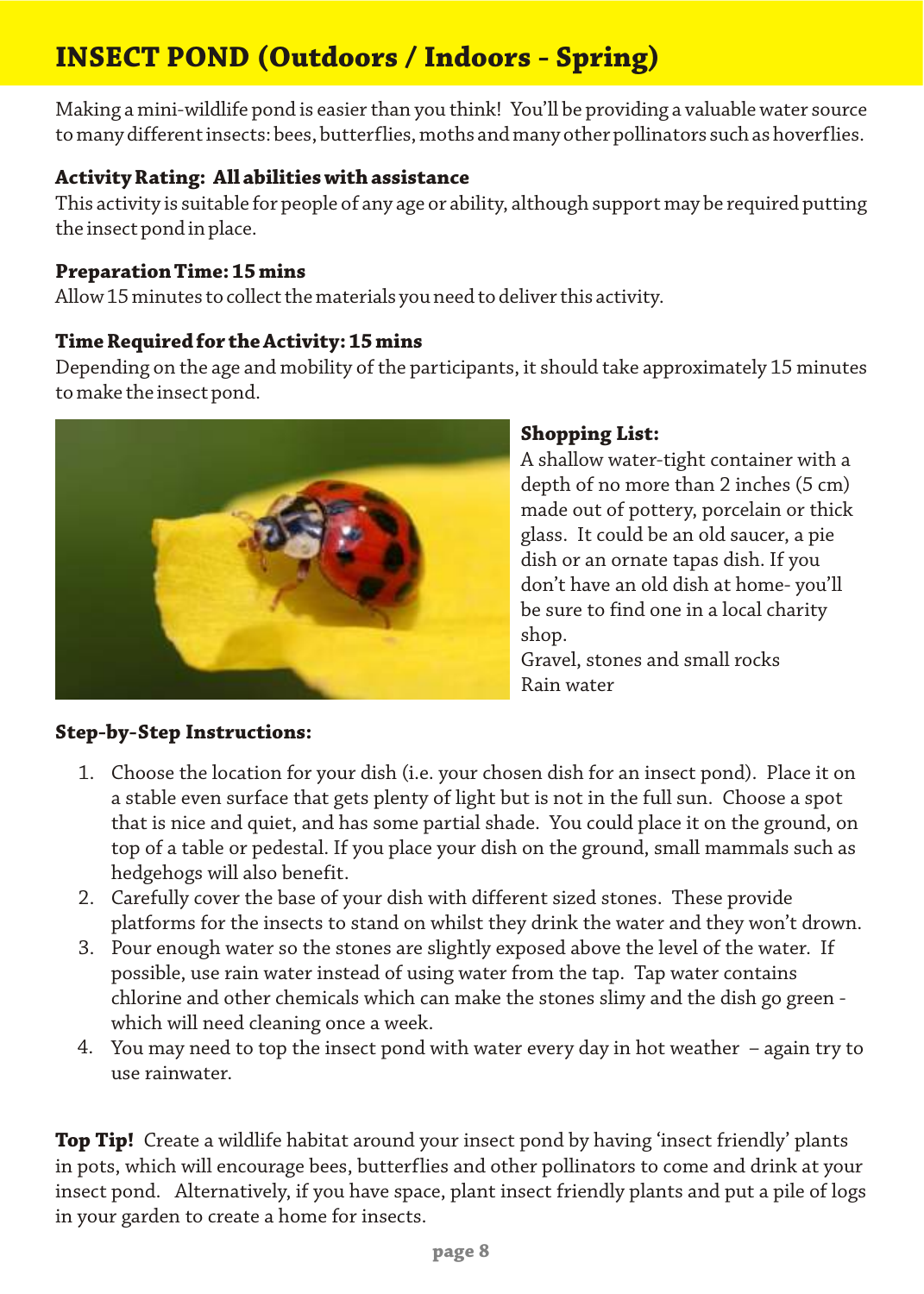# INSECT POND (Outdoors / Indoors - Spring)

Making a mini-wildlife pond is easier than you think! You'll be providing a valuable water source to many different insects: bees, butterflies, moths and many other pollinators such as hoverflies.

**Activity Rating: All abilities with assistance**
This activity is suitable for people of any age or ability, although support may be required putting the insect pond in place.

**Preparation Time: 15 mins**
Allow 15 minutes to collect the materials you need to deliver this activity.

**Time Required for the Activity: 15 mins**
Depending on the age and mobility of the participants, it should take approximately 15 minutes to make the insect pond.

**Shopping List:**
A shallow water-tight container with a depth of no more than 2 inches (5 cm) made out of pottery, porcelain or thick glass. It could be an old saucer, a pie dish or an ornate tapas dish. If you don't have an old dish at home- you'll be sure to find one in a local charity shop.
Gravel, stones and small rocks
Rain water

**Step-by-Step Instructions:**

1. Choose the location for your dish (i.e. your chosen dish for an insect pond). Place it on a stable even surface that gets plenty of light but is not in the full sun. Choose a spot that is nice and quiet, and has some partial shade. You could place it on the ground, on top of a table or pedestal. If you place your dish on the ground, small mammals such as hedgehogs will also benefit.
2. Carefully cover the base of your dish with different sized stones. These provide platforms for the insects to stand on whilst they drink the water and they won't drown.
3. Pour enough water so the stones are slightly exposed above the level of the water. If possible, use rain water instead of using water from the tap. Tap water contains chlorine and other chemicals which can make the stones slimy and the dish go green - which will need cleaning once a week.
4. You may need to top the insect pond with water every day in hot weather – again try to use rainwater.

**Top Tip!** Create a wildlife habitat around your insect pond by having 'insect friendly' plants in pots, which will encourage bees, butterflies and other pollinators to come and drink at your insect pond. Alternatively, if you have space, plant insect friendly plants and put a pile of logs in your garden to create a home for insects.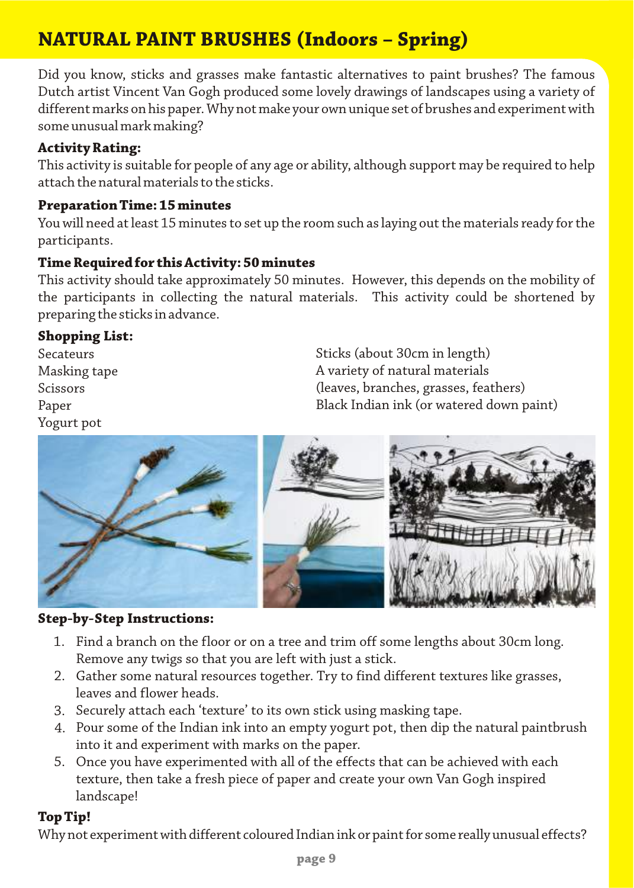# NATURAL PAINT BRUSHES (Indoors – Spring)

Did you know, sticks and grasses make fantastic alternatives to paint brushes? The famous Dutch artist Vincent Van Gogh produced some lovely drawings of landscapes using a variety of different marks on his paper. Why not make your own unique set of brushes and experiment with some unusual mark making?

**Activity Rating:**
This activity is suitable for people of any age or ability, although support may be required to help attach the natural materials to the sticks.

**Preparation Time: 15 minutes**
You will need at least 15 minutes to set up the room such as laying out the materials ready for the participants.

**Time Required for this Activity: 50 minutes**
This activity should take approximately 50 minutes. However, this depends on the mobility of the participants in collecting the natural materials. This activity could be shortened by preparing the sticks in advance.

**Shopping List:**

Secateurs
Masking tape
Scissors
Paper
Yogurt pot
Sticks (about 30cm in length)
A variety of natural materials
(leaves, branches, grasses, feathers)
Black Indian ink (or watered down paint)

**Step-by-Step Instructions:**

1. Find a branch on the floor or on a tree and trim off some lengths about 30cm long. Remove any twigs so that you are left with just a stick.
2. Gather some natural resources together. Try to find different textures like grasses, leaves and flower heads.
3. Securely attach each 'texture' to its own stick using masking tape.
4. Pour some of the Indian ink into an empty yogurt pot, then dip the natural paintbrush into it and experiment with marks on the paper.
5. Once you have experimented with all of the effects that can be achieved with each texture, then take a fresh piece of paper and create your own Van Gogh inspired landscape!

**Top Tip!**
Why not experiment with different coloured Indian ink or paint for some really unusual effects?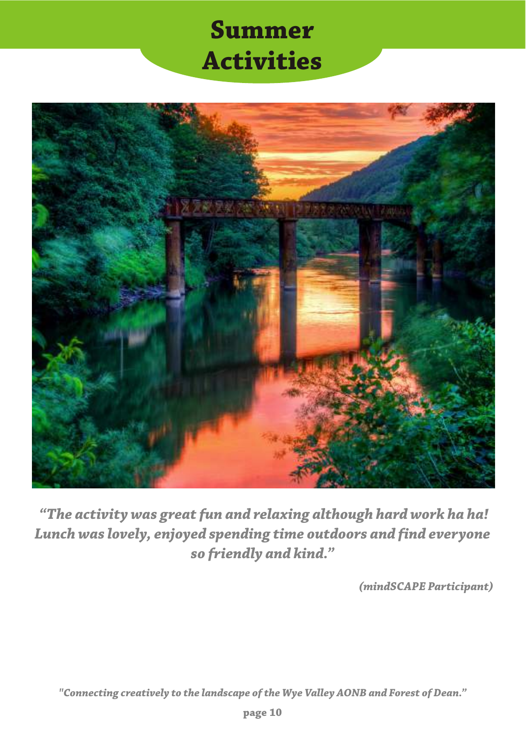# Summer Activities

*"The activity was great fun and relaxing although hard work ha ha! Lunch was lovely, enjoyed spending time outdoors and find everyone so friendly and kind."*

*(mindSCAPE Participant)*

*"Connecting creatively to the landscape of the Wye Valley AONB and Forest of Dean."*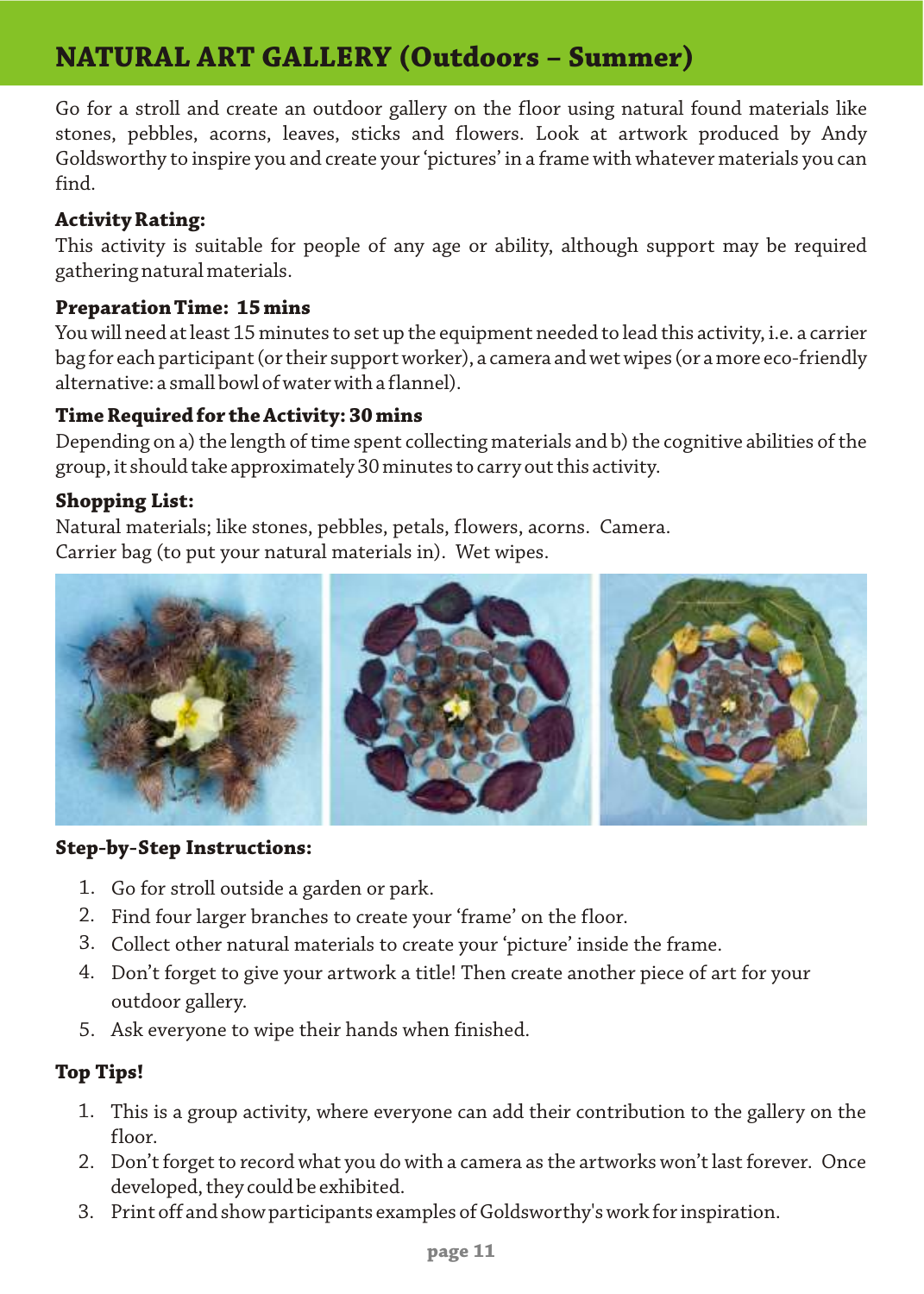# NATURAL ART GALLERY (Outdoors – Summer)

Go for a stroll and create an outdoor gallery on the floor using natural found materials like stones, pebbles, acorns, leaves, sticks and flowers. Look at artwork produced by Andy Goldsworthy to inspire you and create your 'pictures' in a frame with whatever materials you can find.

**Activity Rating:**
This activity is suitable for people of any age or ability, although support may be required gathering natural materials.

**Preparation Time: 15 mins**
You will need at least 15 minutes to set up the equipment needed to lead this activity, i.e. a carrier bag for each participant (or their support worker), a camera and wet wipes (or a more eco-friendly alternative: a small bowl of water with a flannel).

**Time Required for the Activity: 30 mins**
Depending on a) the length of time spent collecting materials and b) the cognitive abilities of the group, it should take approximately 30 minutes to carry out this activity.

**Shopping List:**
Natural materials; like stones, pebbles, petals, flowers, acorns. Camera.
Carrier bag (to put your natural materials in). Wet wipes.

**Step-by-Step Instructions:**

1. Go for stroll outside a garden or park.
2. Find four larger branches to create your 'frame' on the floor.
3. Collect other natural materials to create your 'picture' inside the frame.
4. Don't forget to give your artwork a title! Then create another piece of art for your outdoor gallery.
5. Ask everyone to wipe their hands when finished.

**Top Tips!**

1. This is a group activity, where everyone can add their contribution to the gallery on the floor.
2. Don't forget to record what you do with a camera as the artworks won't last forever. Once developed, they could be exhibited.
3. Print off and show participants examples of Goldsworthy's work for inspiration.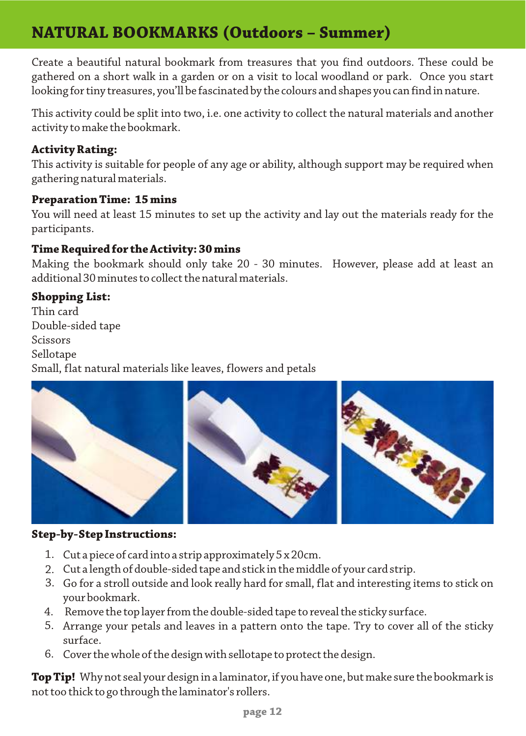# NATURAL BOOKMARKS (Outdoors – Summer)

Create a beautiful natural bookmark from treasures that you find outdoors. These could be gathered on a short walk in a garden or on a visit to local woodland or park. Once you start looking for tiny treasures, you'll be fascinated by the colours and shapes you can find in nature.

This activity could be split into two, i.e. one activity to collect the natural materials and another activity to make the bookmark.

**Activity Rating:**
This activity is suitable for people of any age or ability, although support may be required when gathering natural materials.

**Preparation Time: 15 mins**
You will need at least 15 minutes to set up the activity and lay out the materials ready for the participants.

**Time Required for the Activity: 30 mins**
Making the bookmark should only take 20 - 30 minutes. However, please add at least an additional 30 minutes to collect the natural materials.

**Shopping List:**
Thin card
Double-sided tape
Scissors
Sellotape
Small, flat natural materials like leaves, flowers and petals

**Step-by-Step Instructions:**

1. Cut a piece of card into a strip approximately 5 x 20cm.
2. Cut a length of double-sided tape and stick in the middle of your card strip.
3. Go for a stroll outside and look really hard for small, flat and interesting items to stick on your bookmark.
4. Remove the top layer from the double-sided tape to reveal the sticky surface.
5. Arrange your petals and leaves in a pattern onto the tape. Try to cover all of the sticky surface.
6. Cover the whole of the design with sellotape to protect the design.

**Top Tip!** Why not seal your design in a laminator, if you have one, but make sure the bookmark is not too thick to go through the laminator's rollers.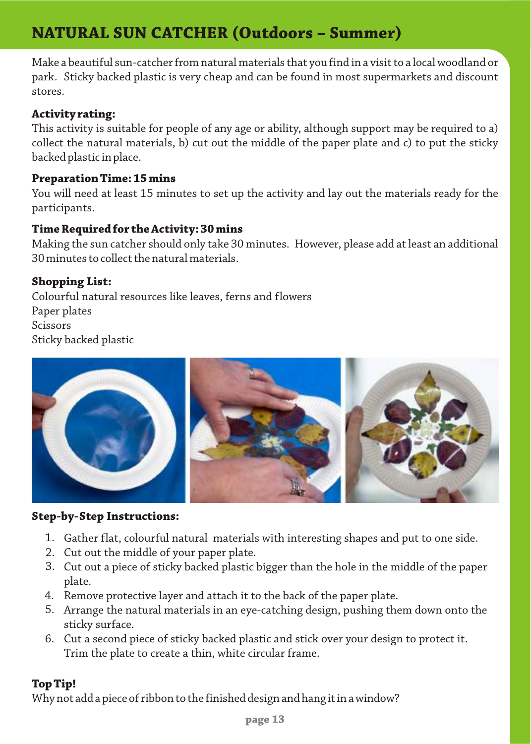# NATURAL SUN CATCHER (Outdoors – Summer)

Make a beautiful sun-catcher from natural materials that you find in a visit to a local woodland or park. Sticky backed plastic is very cheap and can be found in most supermarkets and discount stores.

**Activity rating:**
This activity is suitable for people of any age or ability, although support may be required to a) collect the natural materials, b) cut out the middle of the paper plate and c) to put the sticky backed plastic in place.

**Preparation Time: 15 mins**
You will need at least 15 minutes to set up the activity and lay out the materials ready for the participants.

**Time Required for the Activity: 30 mins**
Making the sun catcher should only take 30 minutes. However, please add at least an additional 30 minutes to collect the natural materials.

**Shopping List:**
Colourful natural resources like leaves, ferns and flowers
Paper plates
Scissors
Sticky backed plastic

**Step-by-Step Instructions:**

1. Gather flat, colourful natural materials with interesting shapes and put to one side.
2. Cut out the middle of your paper plate.
3. Cut out a piece of sticky backed plastic bigger than the hole in the middle of the paper plate.
4. Remove protective layer and attach it to the back of the paper plate.
5. Arrange the natural materials in an eye-catching design, pushing them down onto the sticky surface.
6. Cut a second piece of sticky backed plastic and stick over your design to protect it. Trim the plate to create a thin, white circular frame.

**Top Tip!**
Why not add a piece of ribbon to the finished design and hang it in a window?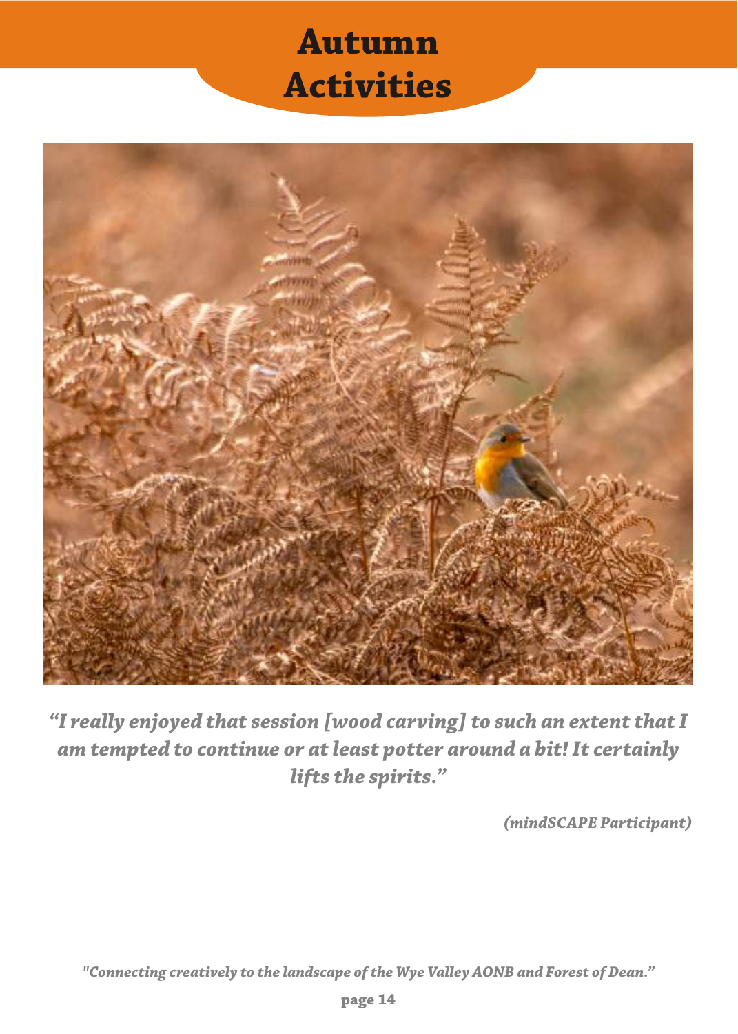# Autumn Activities

*"I really enjoyed that session [wood carving] to such an extent that I am tempted to continue or at least potter around a bit! It certainly lifts the spirits."*

*(mindSCAPE Participant)*

*"Connecting creatively to the landscape of the Wye Valley AONB and Forest of Dean."*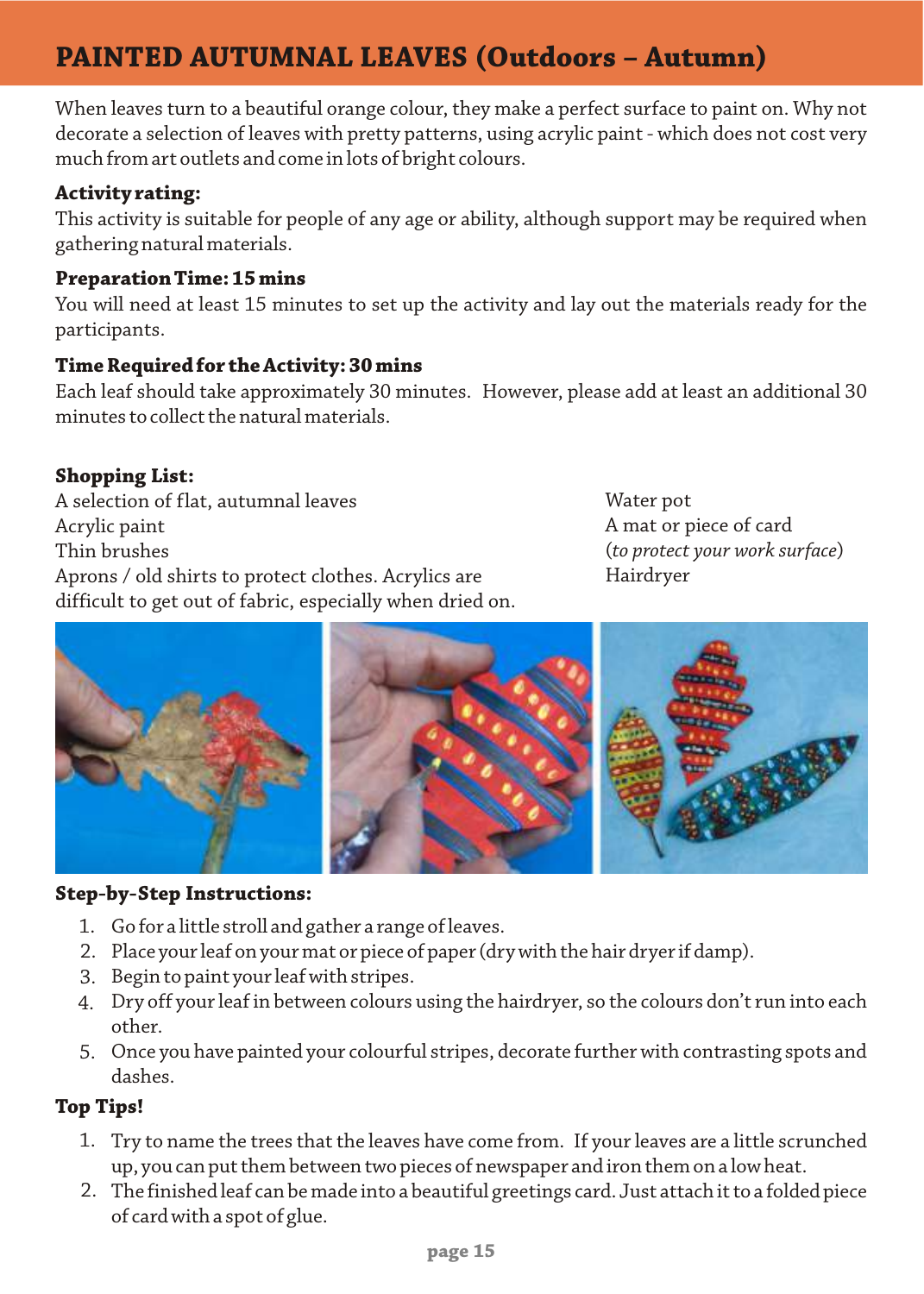# PAINTED AUTUMNAL LEAVES (Outdoors – Autumn)

When leaves turn to a beautiful orange colour, they make a perfect surface to paint on. Why not decorate a selection of leaves with pretty patterns, using acrylic paint - which does not cost very much from art outlets and come in lots of bright colours.

**Activity rating:**
This activity is suitable for people of any age or ability, although support may be required when gathering natural materials.

**Preparation Time: 15 mins**
You will need at least 15 minutes to set up the activity and lay out the materials ready for the participants.

**Time Required for the Activity: 30 mins**
Each leaf should take approximately 30 minutes. However, please add at least an additional 30 minutes to collect the natural materials.

**Shopping List:**
A selection of flat, autumnal leaves
Acrylic paint
Thin brushes
Aprons / old shirts to protect clothes. Acrylics are difficult to get out of fabric, especially when dried on.
Water pot
A mat or piece of card
(*to protect your work surface*)
Hairdryer

**Step-by-Step Instructions:**

1. Go for a little stroll and gather a range of leaves.
2. Place your leaf on your mat or piece of paper (dry with the hair dryer if damp).
3. Begin to paint your leaf with stripes.
4. Dry off your leaf in between colours using the hairdryer, so the colours don't run into each other.
5. Once you have painted your colourful stripes, decorate further with contrasting spots and dashes.

**Top Tips!**

1. Try to name the trees that the leaves have come from. If your leaves are a little scrunched up, you can put them between two pieces of newspaper and iron them on a low heat.
2. The finished leaf can be made into a beautiful greetings card. Just attach it to a folded piece of card with a spot of glue.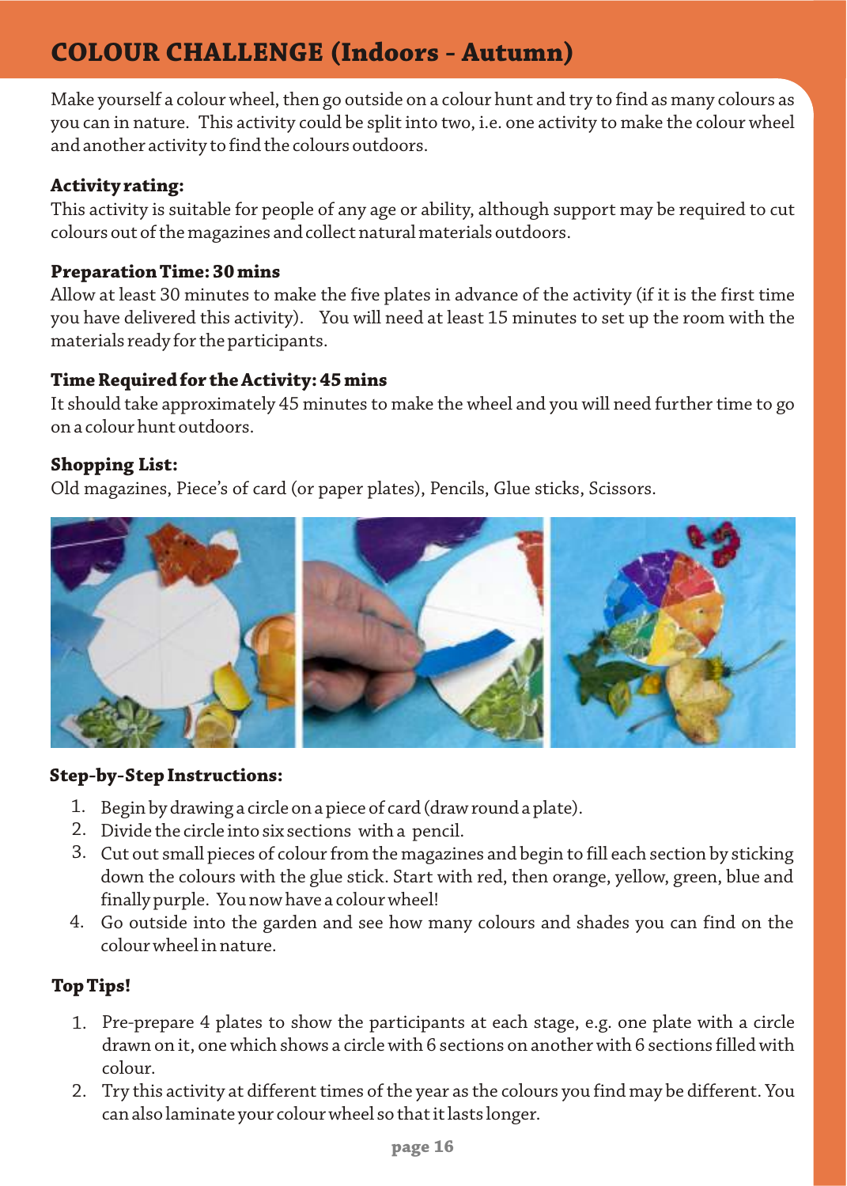# COLOUR CHALLENGE (Indoors - Autumn)

Make yourself a colour wheel, then go outside on a colour hunt and try to find as many colours as you can in nature. This activity could be split into two, i.e. one activity to make the colour wheel and another activity to find the colours outdoors.

**Activity rating:**
This activity is suitable for people of any age or ability, although support may be required to cut colours out of the magazines and collect natural materials outdoors.

**Preparation Time: 30 mins**
Allow at least 30 minutes to make the five plates in advance of the activity (if it is the first time you have delivered this activity). You will need at least 15 minutes to set up the room with the materials ready for the participants.

**Time Required for the Activity: 45 mins**
It should take approximately 45 minutes to make the wheel and you will need further time to go on a colour hunt outdoors.

**Shopping List:**
Old magazines, Piece's of card (or paper plates), Pencils, Glue sticks, Scissors.

**Step-by-Step Instructions:**

1. Begin by drawing a circle on a piece of card (draw round a plate).
2. Divide the circle into six sections with a pencil.
3. Cut out small pieces of colour from the magazines and begin to fill each section by sticking down the colours with the glue stick. Start with red, then orange, yellow, green, blue and finally purple. You now have a colour wheel!
4. Go outside into the garden and see how many colours and shades you can find on the colour wheel in nature.

**Top Tips!**

1. Pre-prepare 4 plates to show the participants at each stage, e.g. one plate with a circle drawn on it, one which shows a circle with 6 sections on another with 6 sections filled with colour.
2. Try this activity at different times of the year as the colours you find may be different. You can also laminate your colour wheel so that it lasts longer.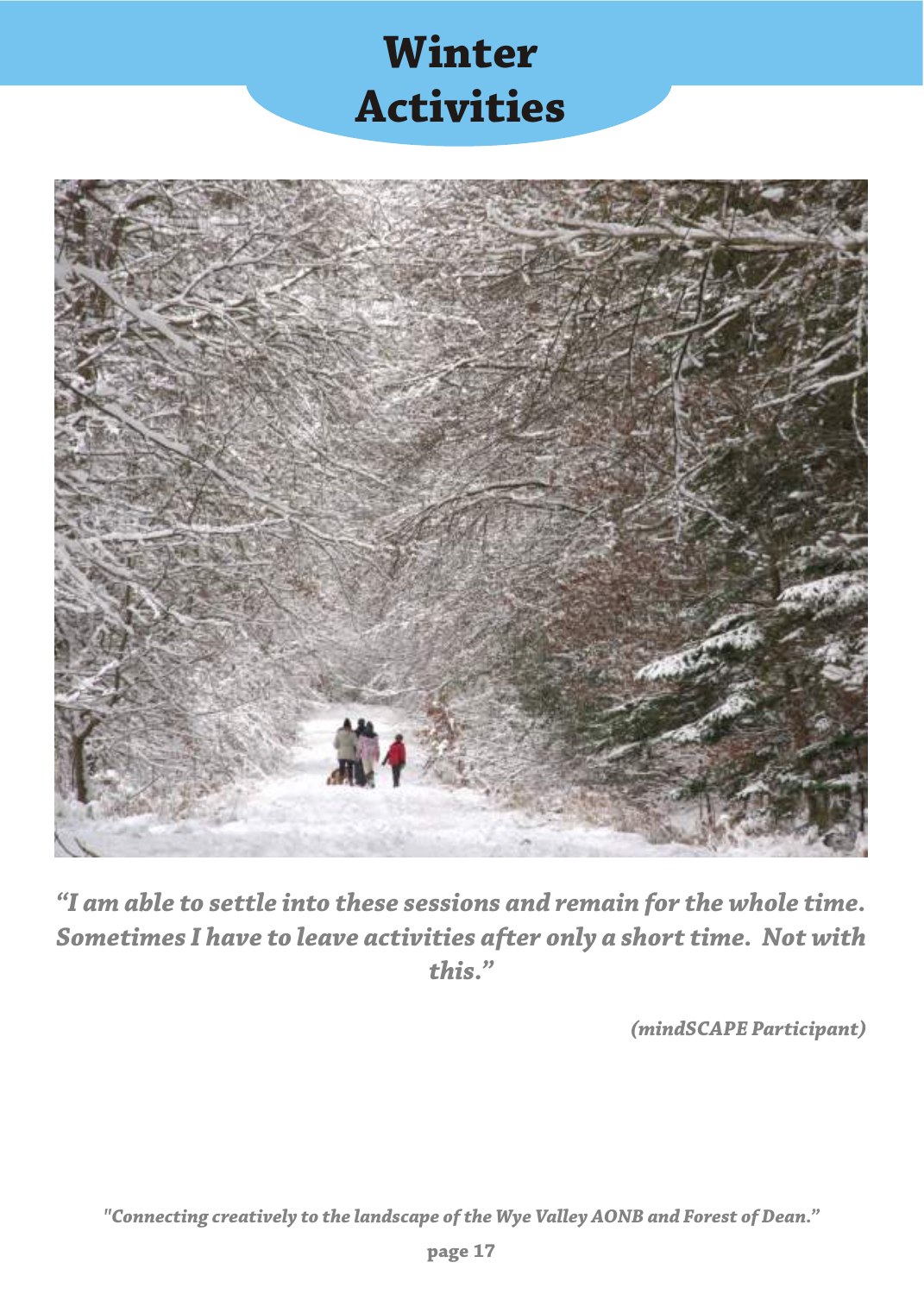# Winter Activities

*"I am able to settle into these sessions and remain for the whole time. Sometimes I have to leave activities after only a short time. Not with this."*

*(mindSCAPE Participant)*

*"Connecting creatively to the landscape of the Wye Valley AONB and Forest of Dean."*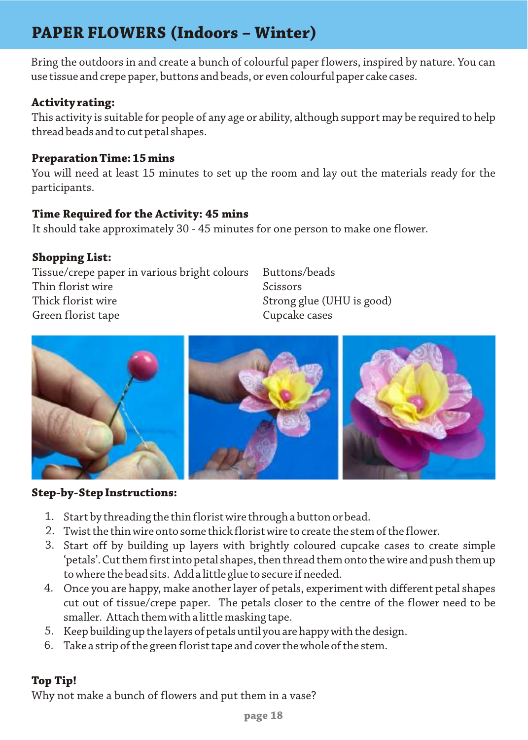# PAPER FLOWERS (Indoors – Winter)

Bring the outdoors in and create a bunch of colourful paper flowers, inspired by nature. You can use tissue and crepe paper, buttons and beads, or even colourful paper cake cases.

**Activity rating:**
This activity is suitable for people of any age or ability, although support may be required to help thread beads and to cut petal shapes.

**Preparation Time: 15 mins**
You will need at least 15 minutes to set up the room and lay out the materials ready for the participants.

**Time Required for the Activity: 45 mins**
It should take approximately 30 - 45 minutes for one person to make one flower.

**Shopping List:**

Tissue/crepe paper in various bright colours
Thin florist wire
Thick florist wire
Green florist tape
Buttons/beads
Scissors
Strong glue (UHU is good)
Cupcake cases

**Step-by-Step Instructions:**

1. Start by threading the thin florist wire through a button or bead.
2. Twist the thin wire onto some thick florist wire to create the stem of the flower.
3. Start off by building up layers with brightly coloured cupcake cases to create simple 'petals'. Cut them first into petal shapes, then thread them onto the wire and push them up to where the bead sits. Add a little glue to secure if needed.
4. Once you are happy, make another layer of petals, experiment with different petal shapes cut out of tissue/crepe paper. The petals closer to the centre of the flower need to be smaller. Attach them with a little masking tape.
5. Keep building up the layers of petals until you are happy with the design.
6. Take a strip of the green florist tape and cover the whole of the stem.

**Top Tip!**
Why not make a bunch of flowers and put them in a vase?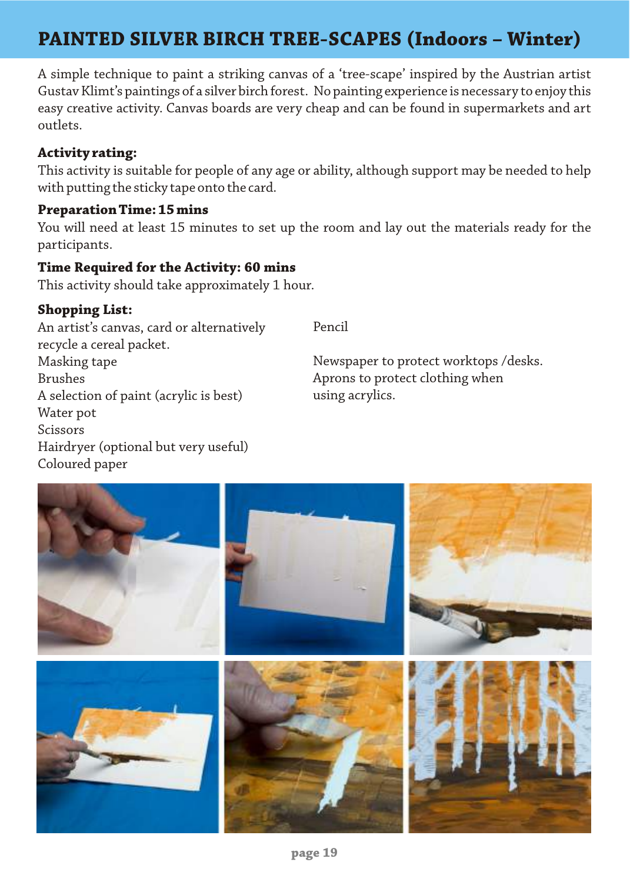# PAINTED SILVER BIRCH TREE-SCAPES (Indoors – Winter)

A simple technique to paint a striking canvas of a 'tree-scape' inspired by the Austrian artist Gustav Klimt's paintings of a silver birch forest. No painting experience is necessary to enjoy this easy creative activity. Canvas boards are very cheap and can be found in supermarkets and art outlets.

**Activity rating:**
This activity is suitable for people of any age or ability, although support may be needed to help with putting the sticky tape onto the card.

**Preparation Time: 15 mins**
You will need at least 15 minutes to set up the room and lay out the materials ready for the participants.

**Time Required for the Activity: 60 mins**
This activity should take approximately 1 hour.

**Shopping List:**

An artist's canvas, card or alternatively recycle a cereal packet.
Masking tape
Brushes
A selection of paint (acrylic is best)
Water pot
Scissors
Hairdryer (optional but very useful)
Coloured paper
Pencil

Newspaper to protect worktops /desks.
Aprons to protect clothing when using acrylics.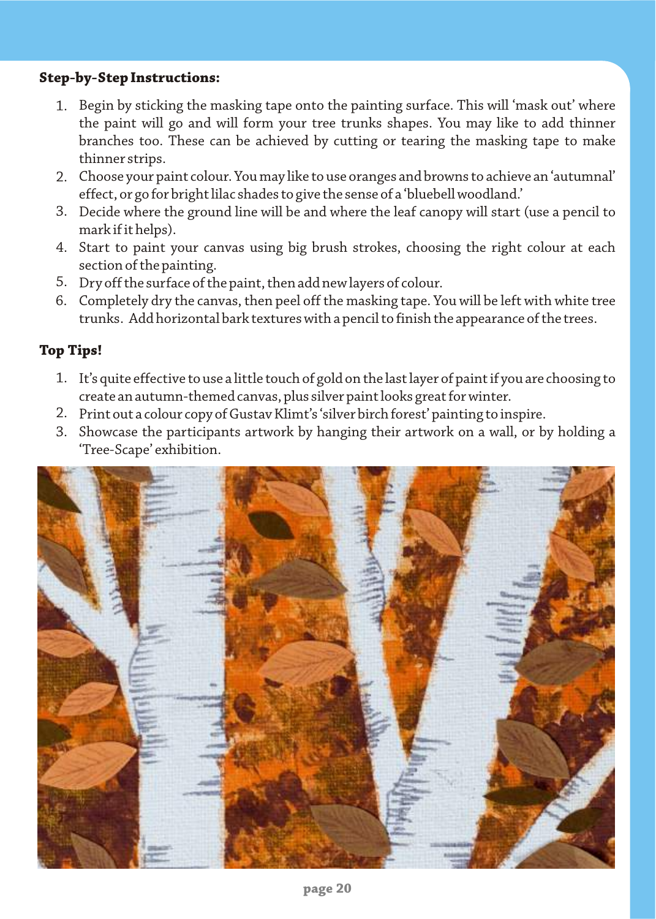**Step-by-Step Instructions:**

1. Begin by sticking the masking tape onto the painting surface. This will 'mask out' where the paint will go and will form your tree trunks shapes. You may like to add thinner branches too. These can be achieved by cutting or tearing the masking tape to make thinner strips.
2. Choose your paint colour. You may like to use oranges and browns to achieve an 'autumnal' effect, or go for bright lilac shades to give the sense of a 'bluebell woodland.'
3. Decide where the ground line will be and where the leaf canopy will start (use a pencil to mark if it helps).
4. Start to paint your canvas using big brush strokes, choosing the right colour at each section of the painting.
5. Dry off the surface of the paint, then add new layers of colour.
6. Completely dry the canvas, then peel off the masking tape. You will be left with white tree trunks. Add horizontal bark textures with a pencil to finish the appearance of the trees.

**Top Tips!**

1. It's quite effective to use a little touch of gold on the last layer of paint if you are choosing to create an autumn-themed canvas, plus silver paint looks great for winter.
2. Print out a colour copy of Gustav Klimt's 'silver birch forest' painting to inspire.
3. Showcase the participants artwork by hanging their artwork on a wall, or by holding a 'Tree-Scape' exhibition.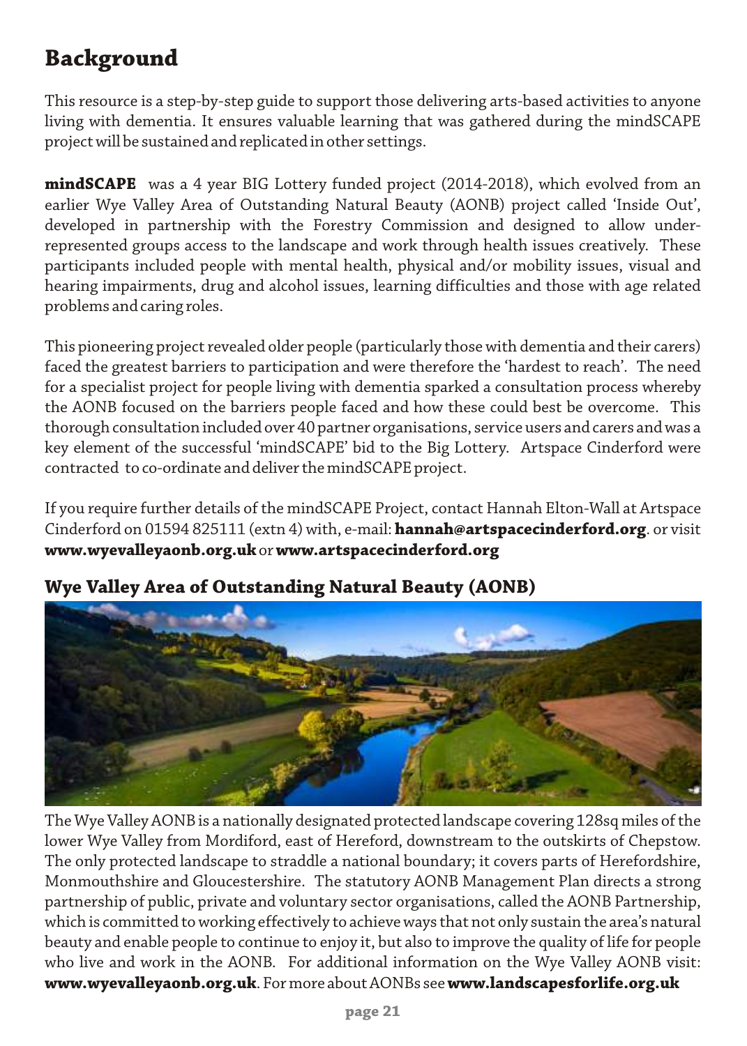# Background

This resource is a step-by-step guide to support those delivering arts-based activities to anyone living with dementia. It ensures valuable learning that was gathered during the mindSCAPE project will be sustained and replicated in other settings.

**mindSCAPE** was a 4 year BIG Lottery funded project (2014-2018), which evolved from an earlier Wye Valley Area of Outstanding Natural Beauty (AONB) project called 'Inside Out', developed in partnership with the Forestry Commission and designed to allow under-represented groups access to the landscape and work through health issues creatively. These participants included people with mental health, physical and/or mobility issues, visual and hearing impairments, drug and alcohol issues, learning difficulties and those with age related problems and caring roles.

This pioneering project revealed older people (particularly those with dementia and their carers) faced the greatest barriers to participation and were therefore the 'hardest to reach'. The need for a specialist project for people living with dementia sparked a consultation process whereby the AONB focused on the barriers people faced and how these could best be overcome. This thorough consultation included over 40 partner organisations, service users and carers and was a key element of the successful 'mindSCAPE' bid to the Big Lottery. Artspace Cinderford were contracted to co-ordinate and deliver the mindSCAPE project.

If you require further details of the mindSCAPE Project, contact Hannah Elton-Wall at Artspace Cinderford on 01594 825111 (extn 4) with, e-mail: **hannah@artspacecinderford.org**. or visit **www.wyevalleyaonb.org.uk** or **www.artspacecinderford.org**

## Wye Valley Area of Outstanding Natural Beauty (AONB)

The Wye Valley AONB is a nationally designated protected landscape covering 128sq miles of the lower Wye Valley from Mordiford, east of Hereford, downstream to the outskirts of Chepstow. The only protected landscape to straddle a national boundary; it covers parts of Herefordshire, Monmouthshire and Gloucestershire. The statutory AONB Management Plan directs a strong partnership of public, private and voluntary sector organisations, called the AONB Partnership, which is committed to working effectively to achieve ways that not only sustain the area's natural beauty and enable people to continue to enjoy it, but also to improve the quality of life for people who live and work in the AONB. For additional information on the Wye Valley AONB visit: **www.wyevalleyaonb.org.uk**. For more about AONBs see **www.landscapesforlife.org.uk**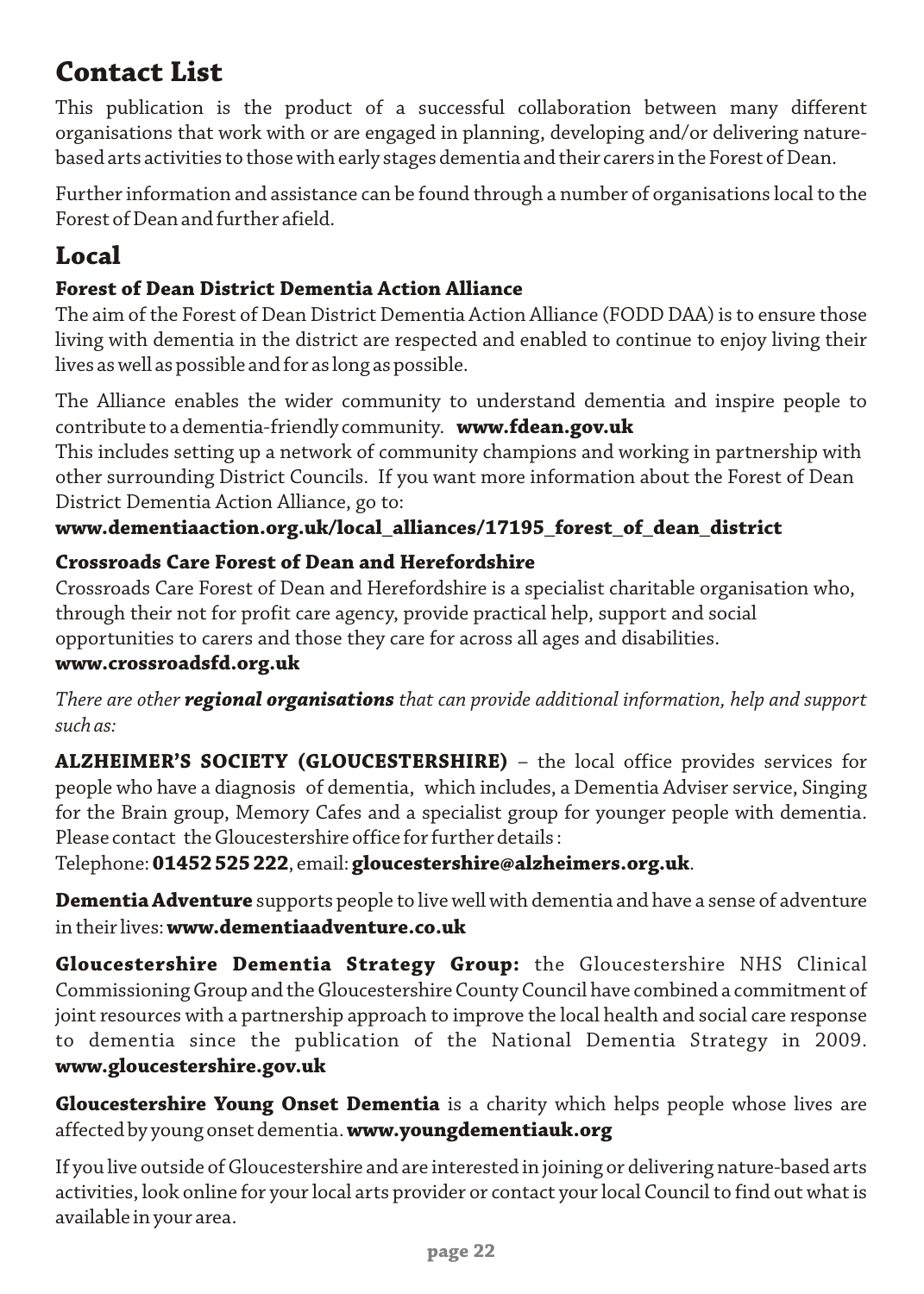## Contact List

This publication is the product of a successful collaboration between many different organisations that work with or are engaged in planning, developing and/or delivering nature-based arts activities to those with early stages dementia and their carers in the Forest of Dean.

Further information and assistance can be found through a number of organisations local to the Forest of Dean and further afield.

## Local

### Forest of Dean District Dementia Action Alliance

The aim of the Forest of Dean District Dementia Action Alliance (FODD DAA) is to ensure those living with dementia in the district are respected and enabled to continue to enjoy living their lives as well as possible and for as long as possible.

The Alliance enables the wider community to understand dementia and inspire people to contribute to a dementia-friendly community. **www.fdean.gov.uk**

This includes setting up a network of community champions and working in partnership with other surrounding District Councils. If you want more information about the Forest of Dean District Dementia Action Alliance, go to:

**www.dementiaaction.org.uk/local_alliances/17195_forest_of_dean_district**

### Crossroads Care Forest of Dean and Herefordshire

Crossroads Care Forest of Dean and Herefordshire is a specialist charitable organisation who, through their not for profit care agency, provide practical help, support and social opportunities to carers and those they care for across all ages and disabilities.

**www.crossroadsfd.org.uk**

*There are other **regional organisations** that can provide additional information, help and support such as:*

**ALZHEIMER'S SOCIETY (GLOUCESTERSHIRE)** – the local office provides services for people who have a diagnosis of dementia, which includes, a Dementia Adviser service, Singing for the Brain group, Memory Cafes and a specialist group for younger people with dementia. Please contact the Gloucestershire office for further details :

Telephone: **01452 525 222**, email: **gloucestershire@alzheimers.org.uk**.

**Dementia Adventure** supports people to live well with dementia and have a sense of adventure in their lives: **www.dementiaadventure.co.uk**

**Gloucestershire Dementia Strategy Group:** the Gloucestershire NHS Clinical Commissioning Group and the Gloucestershire County Council have combined a commitment of joint resources with a partnership approach to improve the local health and social care response to dementia since the publication of the National Dementia Strategy in 2009. **www.gloucestershire.gov.uk**

**Gloucestershire Young Onset Dementia** is a charity which helps people whose lives are affected by young onset dementia. **www.youngdementiauk.org**

If you live outside of Gloucestershire and are interested in joining or delivering nature-based arts activities, look online for your local arts provider or contact your local Council to find out what is available in your area.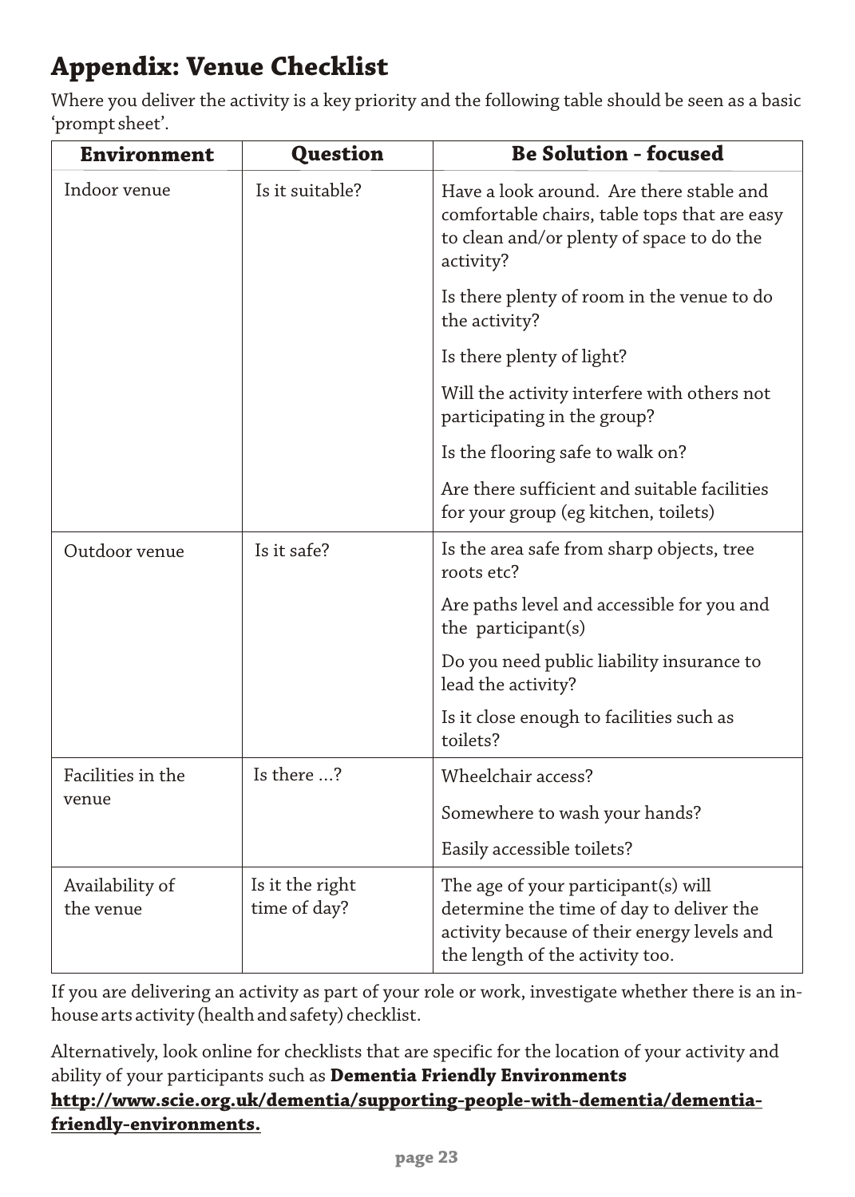## Appendix: Venue Checklist

Where you deliver the activity is a key priority and the following table should be seen as a basic 'prompt sheet'.

| Environment | Question | Be Solution - focused |
|---|---|---|
| Indoor venue | Is it suitable? | Have a look around. Are there stable and comfortable chairs, table tops that are easy to clean and/or plenty of space to do the activity?<br><br>Is there plenty of room in the venue to do the activity?<br><br>Is there plenty of light?<br><br>Will the activity interfere with others not participating in the group?<br><br>Is the flooring safe to walk on?<br><br>Are there sufficient and suitable facilities for your group (eg kitchen, toilets) |
| Outdoor venue | Is it safe? | Is the area safe from sharp objects, tree roots etc?<br><br>Are paths level and accessible for you and the participant(s)<br><br>Do you need public liability insurance to lead the activity?<br><br>Is it close enough to facilities such as toilets? |
| Facilities in the venue | Is there ...? | Wheelchair access?<br><br>Somewhere to wash your hands?<br><br>Easily accessible toilets? |
| Availability of the venue | Is it the right time of day? | The age of your participant(s) will determine the time of day to deliver the activity because of their energy levels and the length of the activity too. |

If you are delivering an activity as part of your role or work, investigate whether there is an in-house arts activity (health and safety) checklist.

Alternatively, look online for checklists that are specific for the location of your activity and ability of your participants such as **Dementia Friendly Environments** **http://www.scie.org.uk/dementia/supporting-people-with-dementia/dementia-friendly-environments.**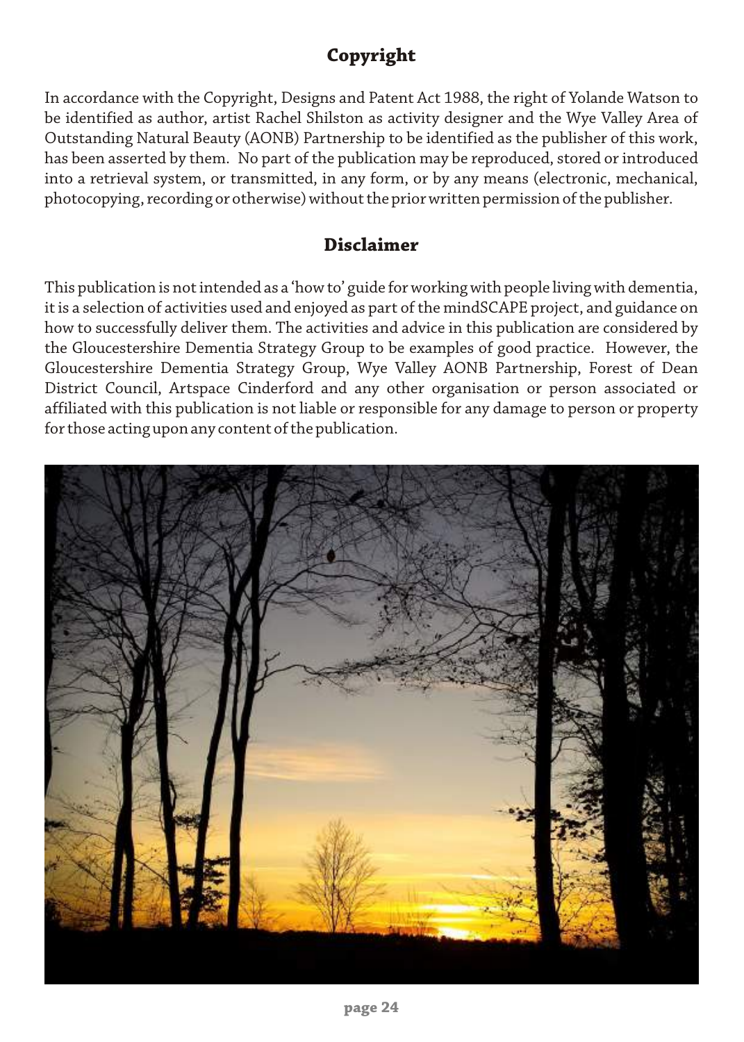## Copyright

In accordance with the Copyright, Designs and Patent Act 1988, the right of Yolande Watson to be identified as author, artist Rachel Shilston as activity designer and the Wye Valley Area of Outstanding Natural Beauty (AONB) Partnership to be identified as the publisher of this work, has been asserted by them. No part of the publication may be reproduced, stored or introduced into a retrieval system, or transmitted, in any form, or by any means (electronic, mechanical, photocopying, recording or otherwise) without the prior written permission of the publisher.

## Disclaimer

This publication is not intended as a 'how to' guide for working with people living with dementia, it is a selection of activities used and enjoyed as part of the mindSCAPE project, and guidance on how to successfully deliver them. The activities and advice in this publication are considered by the Gloucestershire Dementia Strategy Group to be examples of good practice. However, the Gloucestershire Dementia Strategy Group, Wye Valley AONB Partnership, Forest of Dean District Council, Artspace Cinderford and any other organisation or person associated or affiliated with this publication is not liable or responsible for any damage to person or property for those acting upon any content of the publication.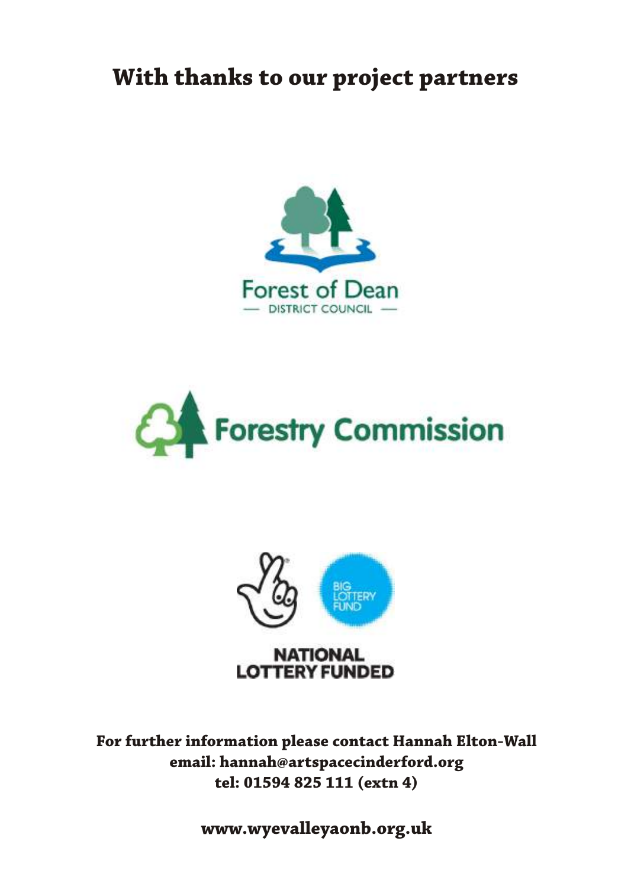# With thanks to our project partners

Forest of Dean

— DISTRICT COUNCIL —

Forestry Commission

BIG LOTTERY FUND

NATIONAL LOTTERY FUNDED

**For further information please contact Hannah Elton-Wall**
**email: hannah@artspacecinderford.org**
**tel: 01594 825 111 (extn 4)**

**www.wyevalleyaonb.org.uk**